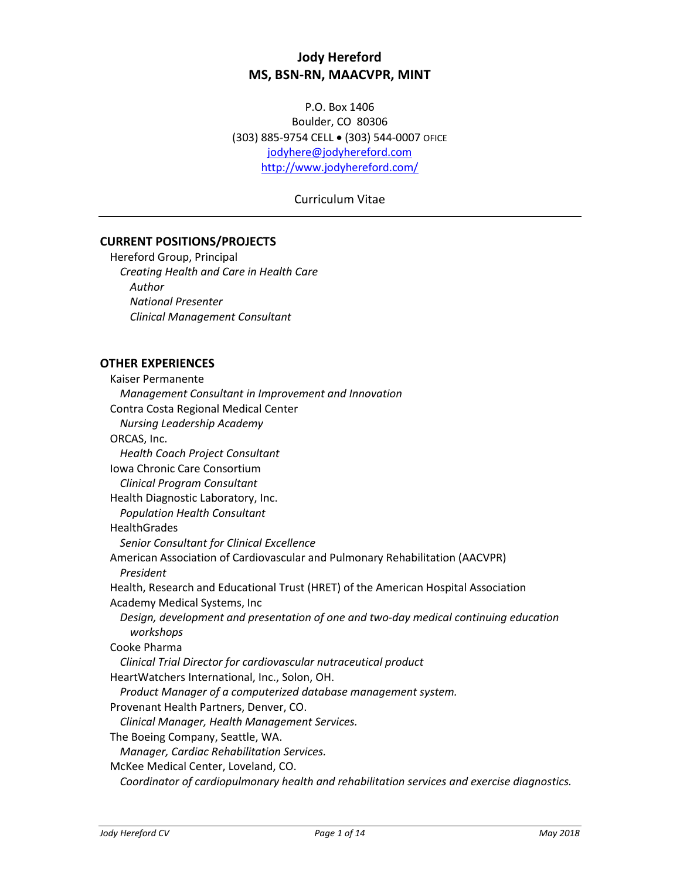# Jody Hereford
# MS, BSN-RN, MAACVPR, MINT

P.O. Box 1406
Boulder, CO 80306
(303) 885-9754 CELL • (303) 544-0007 OFICE
jodyhere@jodyhereford.com
http://www.jodyhereford.com/

Curriculum Vitae

---

## CURRENT POSITIONS/PROJECTS

Hereford Group, Principal
*Creating Health and Care in Health Care*
*Author*
*National Presenter*
*Clinical Management Consultant*

## OTHER EXPERIENCES

Kaiser Permanente
*Management Consultant in Improvement and Innovation*

Contra Costa Regional Medical Center
*Nursing Leadership Academy*

ORCAS, Inc.
*Health Coach Project Consultant*

Iowa Chronic Care Consortium
*Clinical Program Consultant*

Health Diagnostic Laboratory, Inc.
*Population Health Consultant*

HealthGrades
*Senior Consultant for Clinical Excellence*

American Association of Cardiovascular and Pulmonary Rehabilitation (AACVPR)
*President*

Health, Research and Educational Trust (HRET) of the American Hospital Association

Academy Medical Systems, Inc
*Design, development and presentation of one and two-day medical continuing education workshops*

Cooke Pharma
*Clinical Trial Director for cardiovascular nutraceutical product*

HeartWatchers International, Inc., Solon, OH.
*Product Manager of a computerized database management system.*

Provenant Health Partners, Denver, CO.
*Clinical Manager, Health Management Services.*

The Boeing Company, Seattle, WA.
*Manager, Cardiac Rehabilitation Services.*

McKee Medical Center, Loveland, CO.
*Coordinator of cardiopulmonary health and rehabilitation services and exercise diagnostics.*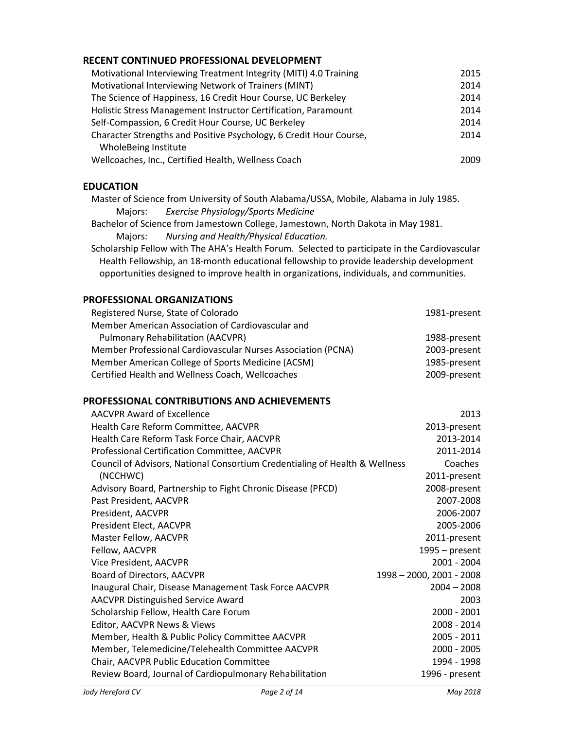## RECENT CONTINUED PROFESSIONAL DEVELOPMENT

| | |
|---|---|
| Motivational Interviewing Treatment Integrity (MITI) 4.0 Training | 2015 |
| Motivational Interviewing Network of Trainers (MINT) | 2014 |
| The Science of Happiness, 16 Credit Hour Course, UC Berkeley | 2014 |
| Holistic Stress Management Instructor Certification, Paramount | 2014 |
| Self-Compassion, 6 Credit Hour Course, UC Berkeley | 2014 |
| Character Strengths and Positive Psychology, 6 Credit Hour Course, WholeBeing Institute | 2014 |
| Wellcoaches, Inc., Certified Health, Wellness Coach | 2009 |

## EDUCATION

Master of Science from University of South Alabama/USSA, Mobile, Alabama in July 1985.
Majors: *Exercise Physiology/Sports Medicine*

Bachelor of Science from Jamestown College, Jamestown, North Dakota in May 1981.
Majors: *Nursing and Health/Physical Education.*

Scholarship Fellow with The AHA's Health Forum. Selected to participate in the Cardiovascular Health Fellowship, an 18-month educational fellowship to provide leadership development opportunities designed to improve health in organizations, individuals, and communities.

## PROFESSIONAL ORGANIZATIONS

| | |
|---|---|
| Registered Nurse, State of Colorado | 1981-present |
| Member American Association of Cardiovascular and Pulmonary Rehabilitation (AACVPR) | 1988-present |
| Member Professional Cardiovascular Nurses Association (PCNA) | 2003-present |
| Member American College of Sports Medicine (ACSM) | 1985-present |
| Certified Health and Wellness Coach, Wellcoaches | 2009-present |

## PROFESSIONAL CONTRIBUTIONS AND ACHIEVEMENTS

| | |
|---|---|
| AACVPR Award of Excellence | 2013 |
| Health Care Reform Committee, AACVPR | 2013-present |
| Health Care Reform Task Force Chair, AACVPR | 2013-2014 |
| Professional Certification Committee, AACVPR | 2011-2014 |
| Council of Advisors, National Consortium Credentialing of Health & Wellness Coaches (NCCHWC) | 2011-present |
| Advisory Board, Partnership to Fight Chronic Disease (PFCD) | 2008-present |
| Past President, AACVPR | 2007-2008 |
| President, AACVPR | 2006-2007 |
| President Elect, AACVPR | 2005-2006 |
| Master Fellow, AACVPR | 2011-present |
| Fellow, AACVPR | 1995 – present |
| Vice President, AACVPR | 2001 - 2004 |
| Board of Directors, AACVPR | 1998 – 2000, 2001 - 2008 |
| Inaugural Chair, Disease Management Task Force AACVPR | 2004 – 2008 |
| AACVPR Distinguished Service Award | 2003 |
| Scholarship Fellow, Health Care Forum | 2000 - 2001 |
| Editor, AACVPR News & Views | 2008 - 2014 |
| Member, Health & Public Policy Committee AACVPR | 2005 - 2011 |
| Member, Telemedicine/Telehealth Committee AACVPR | 2000 - 2005 |
| Chair, AACVPR Public Education Committee | 1994 - 1998 |
| Review Board, Journal of Cardiopulmonary Rehabilitation | 1996 - present |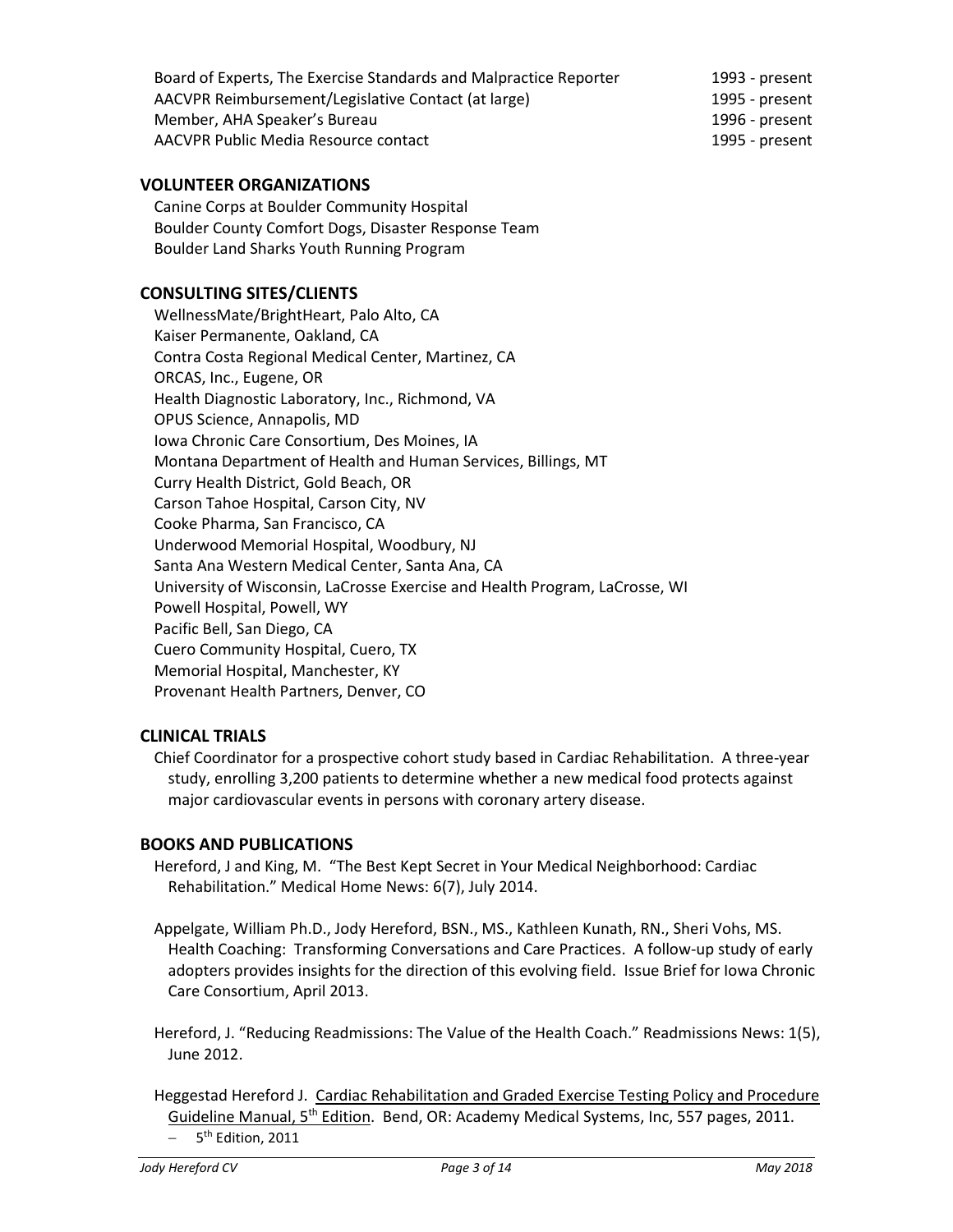| | |
|---|---|
| Board of Experts, The Exercise Standards and Malpractice Reporter | 1993 - present |
| AACVPR Reimbursement/Legislative Contact (at large) | 1995 - present |
| Member, AHA Speaker's Bureau | 1996 - present |
| AACVPR Public Media Resource contact | 1995 - present |

## VOLUNTEER ORGANIZATIONS

Canine Corps at Boulder Community Hospital
Boulder County Comfort Dogs, Disaster Response Team
Boulder Land Sharks Youth Running Program

## CONSULTING SITES/CLIENTS

WellnessMate/BrightHeart, Palo Alto, CA
Kaiser Permanente, Oakland, CA
Contra Costa Regional Medical Center, Martinez, CA
ORCAS, Inc., Eugene, OR
Health Diagnostic Laboratory, Inc., Richmond, VA
OPUS Science, Annapolis, MD
Iowa Chronic Care Consortium, Des Moines, IA
Montana Department of Health and Human Services, Billings, MT
Curry Health District, Gold Beach, OR
Carson Tahoe Hospital, Carson City, NV
Cooke Pharma, San Francisco, CA
Underwood Memorial Hospital, Woodbury, NJ
Santa Ana Western Medical Center, Santa Ana, CA
University of Wisconsin, LaCrosse Exercise and Health Program, LaCrosse, WI
Powell Hospital, Powell, WY
Pacific Bell, San Diego, CA
Cuero Community Hospital, Cuero, TX
Memorial Hospital, Manchester, KY
Provenant Health Partners, Denver, CO

## CLINICAL TRIALS

Chief Coordinator for a prospective cohort study based in Cardiac Rehabilitation. A three-year study, enrolling 3,200 patients to determine whether a new medical food protects against major cardiovascular events in persons with coronary artery disease.

## BOOKS AND PUBLICATIONS

Hereford, J and King, M. "The Best Kept Secret in Your Medical Neighborhood: Cardiac Rehabilitation." Medical Home News: 6(7), July 2014.

Appelgate, William Ph.D., Jody Hereford, BSN., MS., Kathleen Kunath, RN., Sheri Vohs, MS. Health Coaching: Transforming Conversations and Care Practices. A follow-up study of early adopters provides insights for the direction of this evolving field. Issue Brief for Iowa Chronic Care Consortium, April 2013.

Hereford, J. "Reducing Readmissions: The Value of the Health Coach." Readmissions News: 1(5), June 2012.

Heggestad Hereford J. <u>Cardiac Rehabilitation and Graded Exercise Testing Policy and Procedure Guideline Manual, 5th Edition</u>. Bend, OR: Academy Medical Systems, Inc, 557 pages, 2011.

- 5th Edition, 2011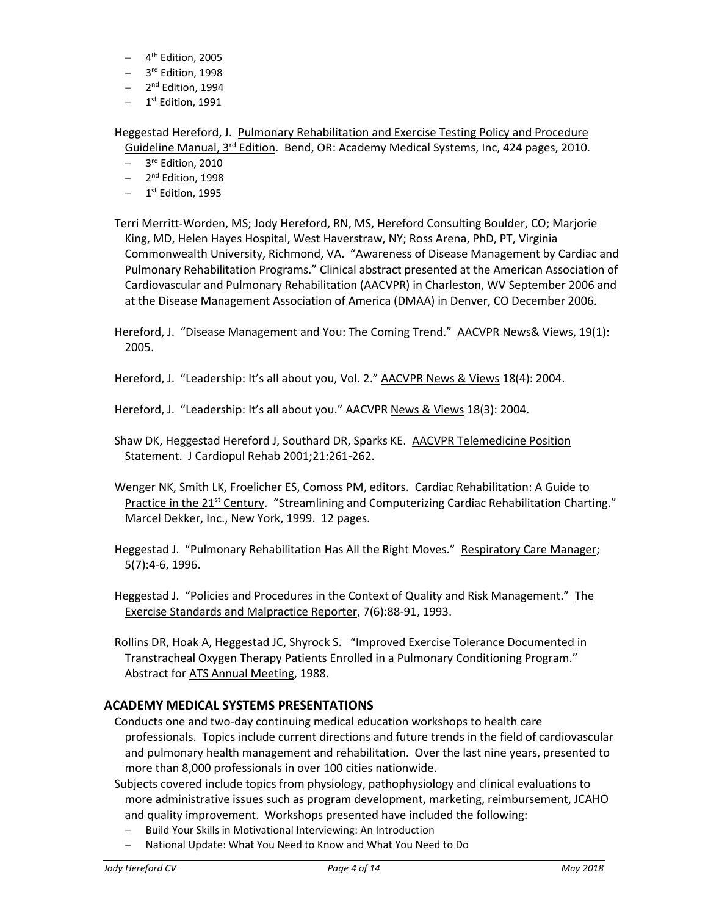- 4th Edition, 2005
- 3rd Edition, 1998
- 2nd Edition, 1994
- 1st Edition, 1991

Heggestad Hereford, J. Pulmonary Rehabilitation and Exercise Testing Policy and Procedure Guideline Manual, 3rd Edition. Bend, OR: Academy Medical Systems, Inc, 424 pages, 2010.

- 3rd Edition, 2010
- 2nd Edition, 1998
- 1st Edition, 1995

Terri Merritt-Worden, MS; Jody Hereford, RN, MS, Hereford Consulting Boulder, CO; Marjorie King, MD, Helen Hayes Hospital, West Haverstraw, NY; Ross Arena, PhD, PT, Virginia Commonwealth University, Richmond, VA. "Awareness of Disease Management by Cardiac and Pulmonary Rehabilitation Programs." Clinical abstract presented at the American Association of Cardiovascular and Pulmonary Rehabilitation (AACVPR) in Charleston, WV September 2006 and at the Disease Management Association of America (DMAA) in Denver, CO December 2006.

Hereford, J. "Disease Management and You: The Coming Trend." AACVPR News& Views, 19(1): 2005.

Hereford, J. "Leadership: It's all about you, Vol. 2." AACVPR News & Views 18(4): 2004.

Hereford, J. "Leadership: It's all about you." AACVPR News & Views 18(3): 2004.

Shaw DK, Heggestad Hereford J, Southard DR, Sparks KE. AACVPR Telemedicine Position Statement. J Cardiopul Rehab 2001;21:261-262.

Wenger NK, Smith LK, Froelicher ES, Comoss PM, editors. Cardiac Rehabilitation: A Guide to Practice in the 21st Century. "Streamlining and Computerizing Cardiac Rehabilitation Charting." Marcel Dekker, Inc., New York, 1999. 12 pages.

Heggestad J. "Pulmonary Rehabilitation Has All the Right Moves." Respiratory Care Manager; 5(7):4-6, 1996.

Heggestad J. "Policies and Procedures in the Context of Quality and Risk Management." The Exercise Standards and Malpractice Reporter, 7(6):88-91, 1993.

Rollins DR, Hoak A, Heggestad JC, Shyrock S. "Improved Exercise Tolerance Documented in Transtracheal Oxygen Therapy Patients Enrolled in a Pulmonary Conditioning Program." Abstract for ATS Annual Meeting, 1988.

## ACADEMY MEDICAL SYSTEMS PRESENTATIONS

Conducts one and two-day continuing medical education workshops to health care professionals. Topics include current directions and future trends in the field of cardiovascular and pulmonary health management and rehabilitation. Over the last nine years, presented to more than 8,000 professionals in over 100 cities nationwide.

Subjects covered include topics from physiology, pathophysiology and clinical evaluations to more administrative issues such as program development, marketing, reimbursement, JCAHO and quality improvement. Workshops presented have included the following:

- Build Your Skills in Motivational Interviewing: An Introduction
- National Update: What You Need to Know and What You Need to Do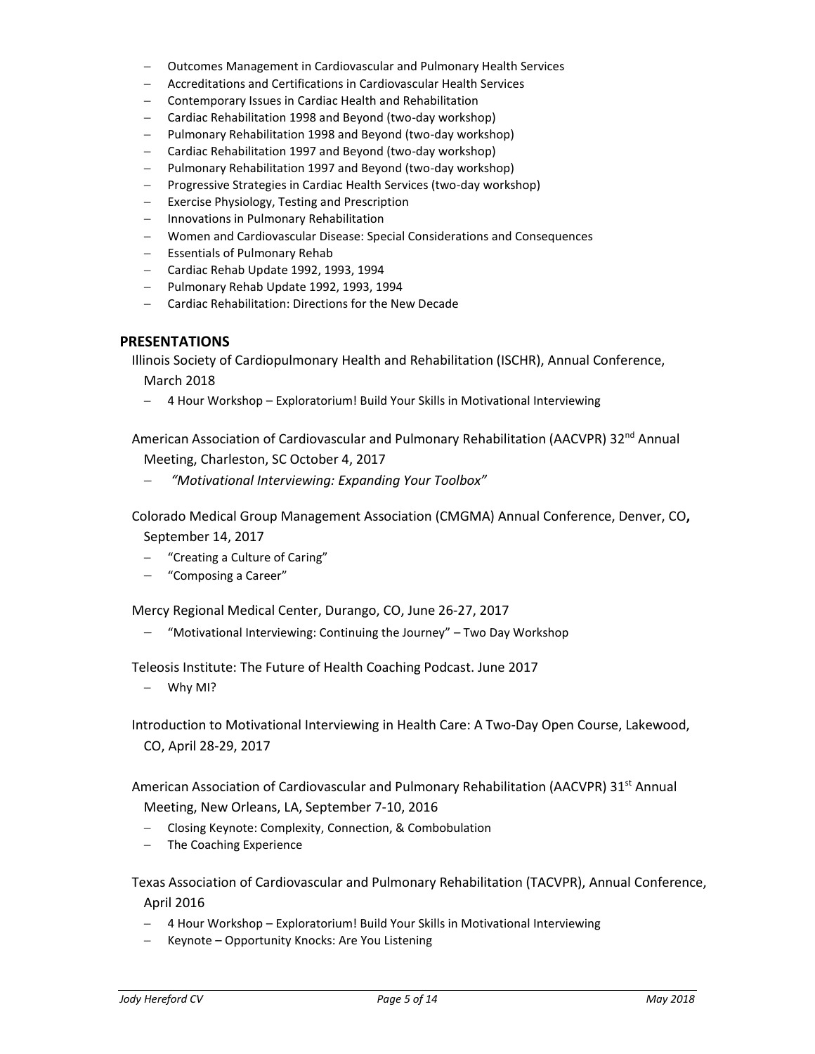- Outcomes Management in Cardiovascular and Pulmonary Health Services
- Accreditations and Certifications in Cardiovascular Health Services
- Contemporary Issues in Cardiac Health and Rehabilitation
- Cardiac Rehabilitation 1998 and Beyond (two-day workshop)
- Pulmonary Rehabilitation 1998 and Beyond (two-day workshop)
- Cardiac Rehabilitation 1997 and Beyond (two-day workshop)
- Pulmonary Rehabilitation 1997 and Beyond (two-day workshop)
- Progressive Strategies in Cardiac Health Services (two-day workshop)
- Exercise Physiology, Testing and Prescription
- Innovations in Pulmonary Rehabilitation
- Women and Cardiovascular Disease: Special Considerations and Consequences
- Essentials of Pulmonary Rehab
- Cardiac Rehab Update 1992, 1993, 1994
- Pulmonary Rehab Update 1992, 1993, 1994
- Cardiac Rehabilitation: Directions for the New Decade

## PRESENTATIONS

Illinois Society of Cardiopulmonary Health and Rehabilitation (ISCHR), Annual Conference, March 2018

- 4 Hour Workshop – Exploratorium! Build Your Skills in Motivational Interviewing

American Association of Cardiovascular and Pulmonary Rehabilitation (AACVPR) 32nd Annual Meeting, Charleston, SC October 4, 2017

- *"Motivational Interviewing: Expanding Your Toolbox"*

Colorado Medical Group Management Association (CMGMA) Annual Conference, Denver, CO**,** September 14, 2017

- "Creating a Culture of Caring"
- "Composing a Career"

Mercy Regional Medical Center, Durango, CO, June 26-27, 2017

- "Motivational Interviewing: Continuing the Journey" – Two Day Workshop

Teleosis Institute: The Future of Health Coaching Podcast. June 2017

- Why MI?

Introduction to Motivational Interviewing in Health Care: A Two-Day Open Course, Lakewood, CO, April 28-29, 2017

American Association of Cardiovascular and Pulmonary Rehabilitation (AACVPR) 31st Annual Meeting, New Orleans, LA, September 7-10, 2016

- Closing Keynote: Complexity, Connection, & Combobulation
- The Coaching Experience

Texas Association of Cardiovascular and Pulmonary Rehabilitation (TACVPR), Annual Conference, April 2016

- 4 Hour Workshop – Exploratorium! Build Your Skills in Motivational Interviewing
- Keynote – Opportunity Knocks: Are You Listening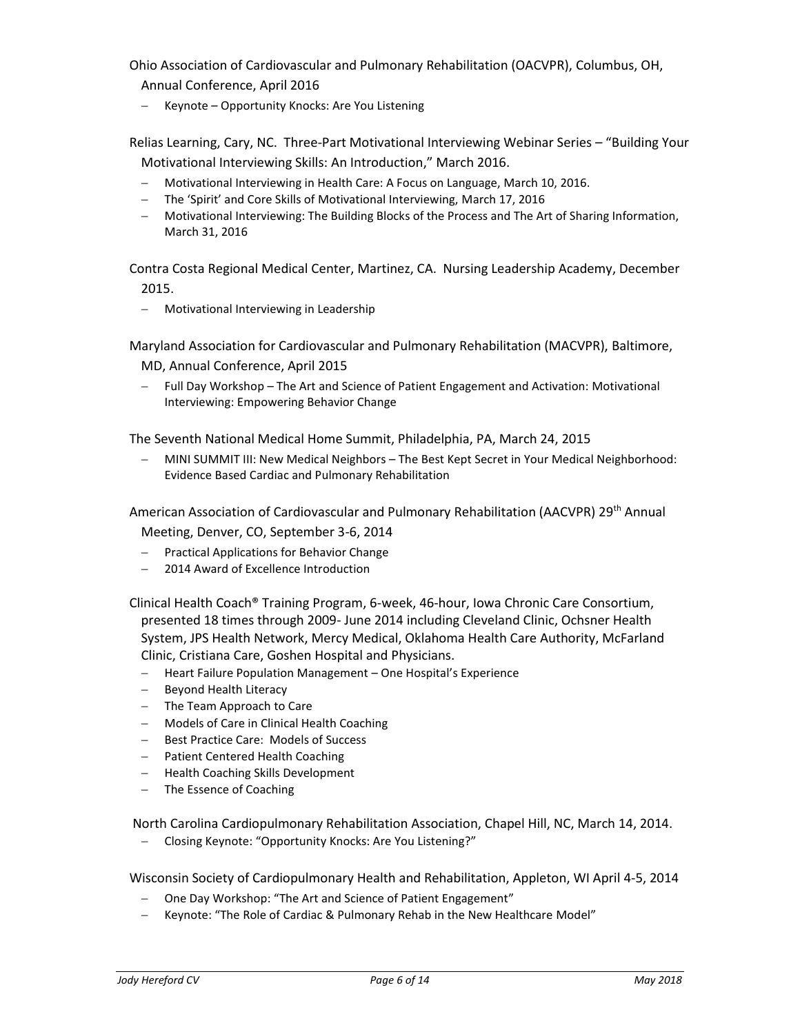Ohio Association of Cardiovascular and Pulmonary Rehabilitation (OACVPR), Columbus, OH, Annual Conference, April 2016

- Keynote – Opportunity Knocks: Are You Listening

Relias Learning, Cary, NC. Three-Part Motivational Interviewing Webinar Series – "Building Your Motivational Interviewing Skills: An Introduction," March 2016.

- Motivational Interviewing in Health Care: A Focus on Language, March 10, 2016.
- The 'Spirit' and Core Skills of Motivational Interviewing, March 17, 2016
- Motivational Interviewing: The Building Blocks of the Process and The Art of Sharing Information, March 31, 2016

Contra Costa Regional Medical Center, Martinez, CA. Nursing Leadership Academy, December 2015.

- Motivational Interviewing in Leadership

Maryland Association for Cardiovascular and Pulmonary Rehabilitation (MACVPR), Baltimore, MD, Annual Conference, April 2015

- Full Day Workshop – The Art and Science of Patient Engagement and Activation: Motivational Interviewing: Empowering Behavior Change

The Seventh National Medical Home Summit, Philadelphia, PA, March 24, 2015

- MINI SUMMIT III: New Medical Neighbors – The Best Kept Secret in Your Medical Neighborhood: Evidence Based Cardiac and Pulmonary Rehabilitation

American Association of Cardiovascular and Pulmonary Rehabilitation (AACVPR) 29th Annual Meeting, Denver, CO, September 3-6, 2014

- Practical Applications for Behavior Change
- 2014 Award of Excellence Introduction

Clinical Health Coach® Training Program, 6-week, 46-hour, Iowa Chronic Care Consortium, presented 18 times through 2009- June 2014 including Cleveland Clinic, Ochsner Health System, JPS Health Network, Mercy Medical, Oklahoma Health Care Authority, McFarland Clinic, Cristiana Care, Goshen Hospital and Physicians.

- Heart Failure Population Management – One Hospital's Experience
- Beyond Health Literacy
- The Team Approach to Care
- Models of Care in Clinical Health Coaching
- Best Practice Care: Models of Success
- Patient Centered Health Coaching
- Health Coaching Skills Development
- The Essence of Coaching

North Carolina Cardiopulmonary Rehabilitation Association, Chapel Hill, NC, March 14, 2014.

- Closing Keynote: "Opportunity Knocks: Are You Listening?"

Wisconsin Society of Cardiopulmonary Health and Rehabilitation, Appleton, WI April 4-5, 2014

- One Day Workshop: "The Art and Science of Patient Engagement"
- Keynote: "The Role of Cardiac & Pulmonary Rehab in the New Healthcare Model"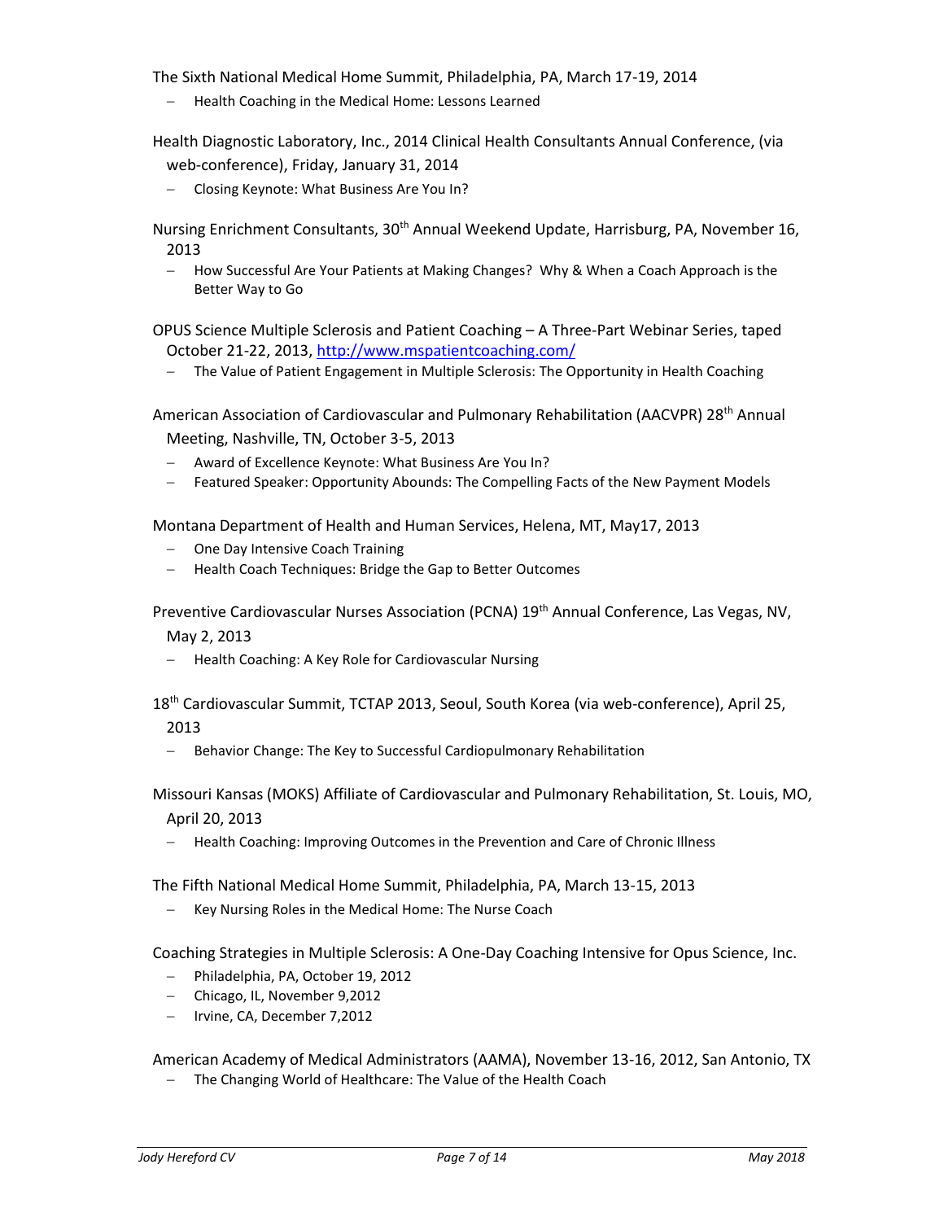The Sixth National Medical Home Summit, Philadelphia, PA, March 17-19, 2014

- Health Coaching in the Medical Home: Lessons Learned

Health Diagnostic Laboratory, Inc., 2014 Clinical Health Consultants Annual Conference, (via web-conference), Friday, January 31, 2014

- Closing Keynote: What Business Are You In?

Nursing Enrichment Consultants, 30th Annual Weekend Update, Harrisburg, PA, November 16, 2013

- How Successful Are Your Patients at Making Changes? Why & When a Coach Approach is the Better Way to Go

OPUS Science Multiple Sclerosis and Patient Coaching – A Three-Part Webinar Series, taped October 21-22, 2013, http://www.mspatientcoaching.com/

- The Value of Patient Engagement in Multiple Sclerosis: The Opportunity in Health Coaching

American Association of Cardiovascular and Pulmonary Rehabilitation (AACVPR) 28th Annual Meeting, Nashville, TN, October 3-5, 2013

- Award of Excellence Keynote: What Business Are You In?
- Featured Speaker: Opportunity Abounds: The Compelling Facts of the New Payment Models

Montana Department of Health and Human Services, Helena, MT, May17, 2013

- One Day Intensive Coach Training
- Health Coach Techniques: Bridge the Gap to Better Outcomes

Preventive Cardiovascular Nurses Association (PCNA) 19th Annual Conference, Las Vegas, NV, May 2, 2013

- Health Coaching: A Key Role for Cardiovascular Nursing

18th Cardiovascular Summit, TCTAP 2013, Seoul, South Korea (via web-conference), April 25, 2013

- Behavior Change: The Key to Successful Cardiopulmonary Rehabilitation

Missouri Kansas (MOKS) Affiliate of Cardiovascular and Pulmonary Rehabilitation, St. Louis, MO, April 20, 2013

- Health Coaching: Improving Outcomes in the Prevention and Care of Chronic Illness

The Fifth National Medical Home Summit, Philadelphia, PA, March 13-15, 2013

- Key Nursing Roles in the Medical Home: The Nurse Coach

Coaching Strategies in Multiple Sclerosis: A One-Day Coaching Intensive for Opus Science, Inc.

- Philadelphia, PA, October 19, 2012
- Chicago, IL, November 9,2012
- Irvine, CA, December 7,2012

American Academy of Medical Administrators (AAMA), November 13-16, 2012, San Antonio, TX

- The Changing World of Healthcare: The Value of the Health Coach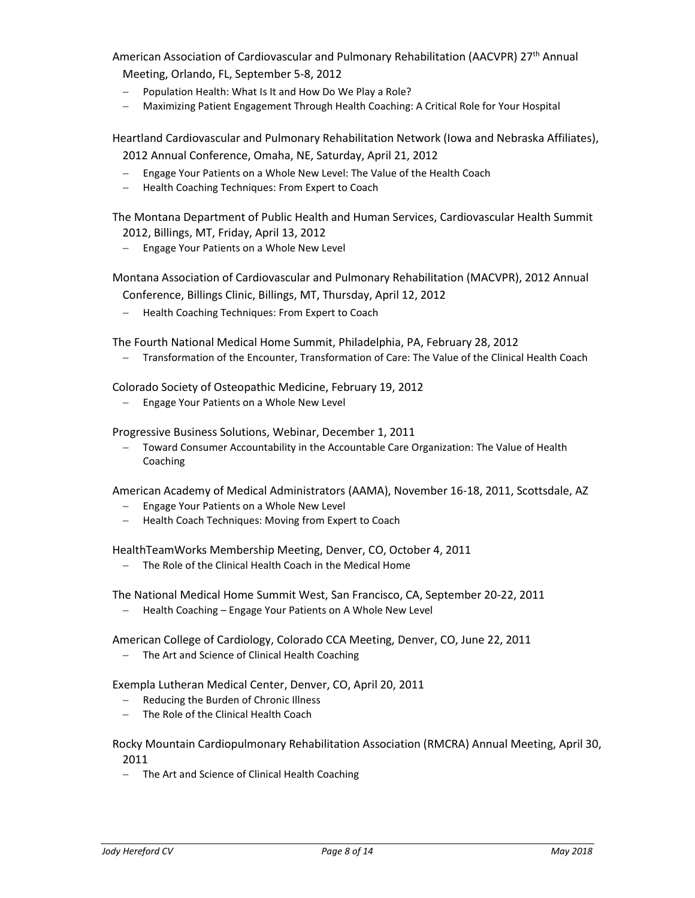American Association of Cardiovascular and Pulmonary Rehabilitation (AACVPR) 27th Annual Meeting, Orlando, FL, September 5-8, 2012

- Population Health: What Is It and How Do We Play a Role?
- Maximizing Patient Engagement Through Health Coaching: A Critical Role for Your Hospital

Heartland Cardiovascular and Pulmonary Rehabilitation Network (Iowa and Nebraska Affiliates), 2012 Annual Conference, Omaha, NE, Saturday, April 21, 2012

- Engage Your Patients on a Whole New Level: The Value of the Health Coach
- Health Coaching Techniques: From Expert to Coach

The Montana Department of Public Health and Human Services, Cardiovascular Health Summit 2012, Billings, MT, Friday, April 13, 2012

- Engage Your Patients on a Whole New Level

Montana Association of Cardiovascular and Pulmonary Rehabilitation (MACVPR), 2012 Annual Conference, Billings Clinic, Billings, MT, Thursday, April 12, 2012

- Health Coaching Techniques: From Expert to Coach

The Fourth National Medical Home Summit, Philadelphia, PA, February 28, 2012

- Transformation of the Encounter, Transformation of Care: The Value of the Clinical Health Coach

Colorado Society of Osteopathic Medicine, February 19, 2012

- Engage Your Patients on a Whole New Level

Progressive Business Solutions, Webinar, December 1, 2011

- Toward Consumer Accountability in the Accountable Care Organization: The Value of Health Coaching

American Academy of Medical Administrators (AAMA), November 16-18, 2011, Scottsdale, AZ

- Engage Your Patients on a Whole New Level
- Health Coach Techniques: Moving from Expert to Coach

HealthTeamWorks Membership Meeting, Denver, CO, October 4, 2011

- The Role of the Clinical Health Coach in the Medical Home

The National Medical Home Summit West, San Francisco, CA, September 20-22, 2011

- Health Coaching – Engage Your Patients on A Whole New Level

American College of Cardiology, Colorado CCA Meeting, Denver, CO, June 22, 2011

- The Art and Science of Clinical Health Coaching

Exempla Lutheran Medical Center, Denver, CO, April 20, 2011

- Reducing the Burden of Chronic Illness
- The Role of the Clinical Health Coach

Rocky Mountain Cardiopulmonary Rehabilitation Association (RMCRA) Annual Meeting, April 30, 2011

- The Art and Science of Clinical Health Coaching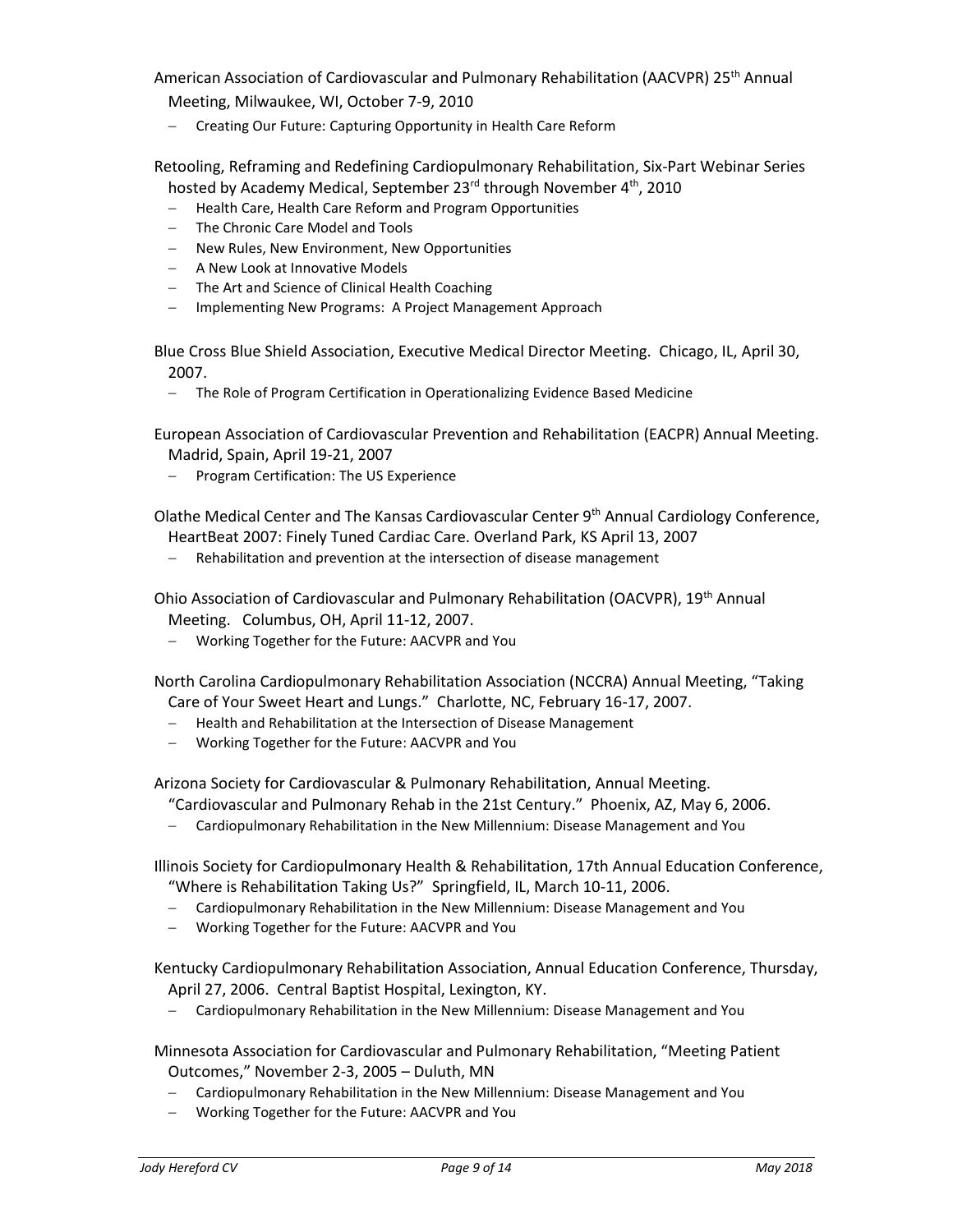American Association of Cardiovascular and Pulmonary Rehabilitation (AACVPR) 25th Annual Meeting, Milwaukee, WI, October 7-9, 2010

- Creating Our Future: Capturing Opportunity in Health Care Reform

Retooling, Reframing and Redefining Cardiopulmonary Rehabilitation, Six-Part Webinar Series hosted by Academy Medical, September 23rd through November 4th, 2010

- Health Care, Health Care Reform and Program Opportunities
- The Chronic Care Model and Tools
- New Rules, New Environment, New Opportunities
- A New Look at Innovative Models
- The Art and Science of Clinical Health Coaching
- Implementing New Programs: A Project Management Approach

Blue Cross Blue Shield Association, Executive Medical Director Meeting. Chicago, IL, April 30, 2007.

- The Role of Program Certification in Operationalizing Evidence Based Medicine

European Association of Cardiovascular Prevention and Rehabilitation (EACPR) Annual Meeting. Madrid, Spain, April 19-21, 2007

- Program Certification: The US Experience

Olathe Medical Center and The Kansas Cardiovascular Center 9th Annual Cardiology Conference, HeartBeat 2007: Finely Tuned Cardiac Care. Overland Park, KS April 13, 2007

- Rehabilitation and prevention at the intersection of disease management

Ohio Association of Cardiovascular and Pulmonary Rehabilitation (OACVPR), 19th Annual Meeting. Columbus, OH, April 11-12, 2007.

- Working Together for the Future: AACVPR and You

North Carolina Cardiopulmonary Rehabilitation Association (NCCRA) Annual Meeting, "Taking Care of Your Sweet Heart and Lungs." Charlotte, NC, February 16-17, 2007.

- Health and Rehabilitation at the Intersection of Disease Management
- Working Together for the Future: AACVPR and You

Arizona Society for Cardiovascular & Pulmonary Rehabilitation, Annual Meeting. "Cardiovascular and Pulmonary Rehab in the 21st Century." Phoenix, AZ, May 6, 2006.

- Cardiopulmonary Rehabilitation in the New Millennium: Disease Management and You

Illinois Society for Cardiopulmonary Health & Rehabilitation, 17th Annual Education Conference, "Where is Rehabilitation Taking Us?" Springfield, IL, March 10-11, 2006.

- Cardiopulmonary Rehabilitation in the New Millennium: Disease Management and You
- Working Together for the Future: AACVPR and You

Kentucky Cardiopulmonary Rehabilitation Association, Annual Education Conference, Thursday, April 27, 2006. Central Baptist Hospital, Lexington, KY.

- Cardiopulmonary Rehabilitation in the New Millennium: Disease Management and You

Minnesota Association for Cardiovascular and Pulmonary Rehabilitation, "Meeting Patient Outcomes," November 2-3, 2005 – Duluth, MN

- Cardiopulmonary Rehabilitation in the New Millennium: Disease Management and You
- Working Together for the Future: AACVPR and You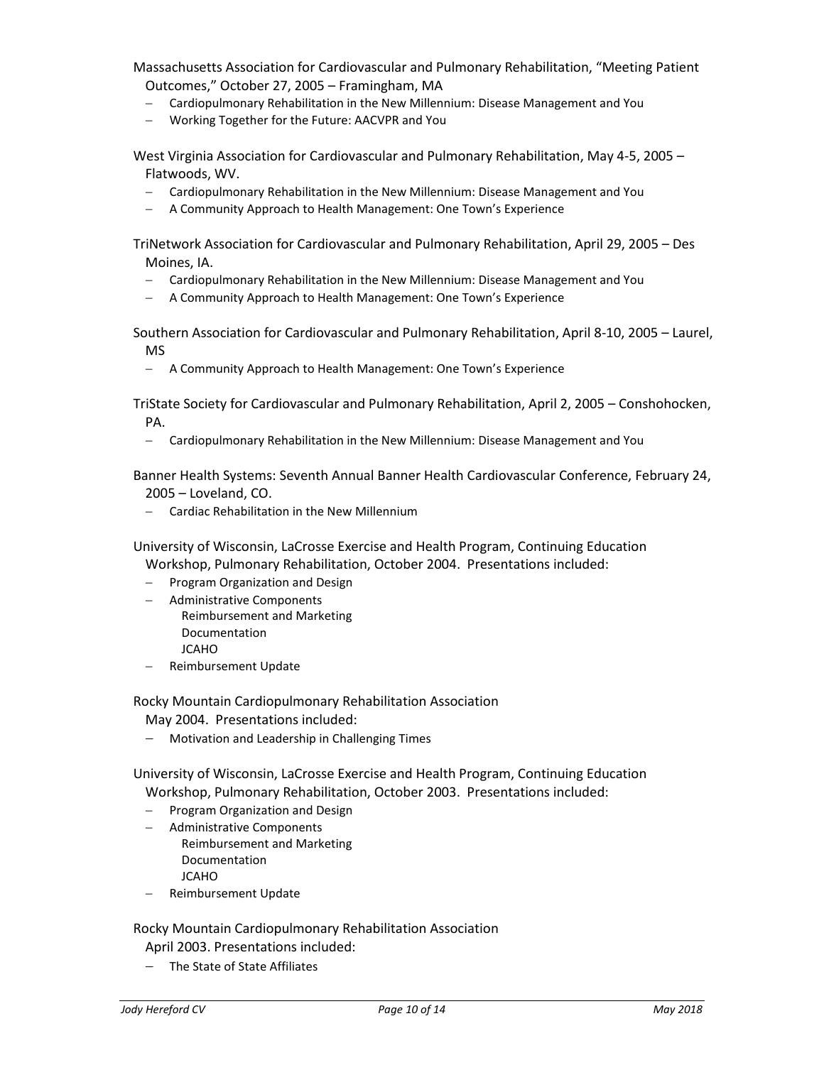Massachusetts Association for Cardiovascular and Pulmonary Rehabilitation, "Meeting Patient Outcomes," October 27, 2005 – Framingham, MA

- Cardiopulmonary Rehabilitation in the New Millennium: Disease Management and You
- Working Together for the Future: AACVPR and You

West Virginia Association for Cardiovascular and Pulmonary Rehabilitation, May 4-5, 2005 – Flatwoods, WV.

- Cardiopulmonary Rehabilitation in the New Millennium: Disease Management and You
- A Community Approach to Health Management: One Town's Experience

TriNetwork Association for Cardiovascular and Pulmonary Rehabilitation, April 29, 2005 – Des Moines, IA.

- Cardiopulmonary Rehabilitation in the New Millennium: Disease Management and You
- A Community Approach to Health Management: One Town's Experience

Southern Association for Cardiovascular and Pulmonary Rehabilitation, April 8-10, 2005 – Laurel, MS

- A Community Approach to Health Management: One Town's Experience

TriState Society for Cardiovascular and Pulmonary Rehabilitation, April 2, 2005 – Conshohocken, PA.

- Cardiopulmonary Rehabilitation in the New Millennium: Disease Management and You

Banner Health Systems: Seventh Annual Banner Health Cardiovascular Conference, February 24, 2005 – Loveland, CO.

- Cardiac Rehabilitation in the New Millennium

University of Wisconsin, LaCrosse Exercise and Health Program, Continuing Education Workshop, Pulmonary Rehabilitation, October 2004. Presentations included:

- Program Organization and Design
- Administrative Components
  - Reimbursement and Marketing
  - Documentation
  - JCAHO
- Reimbursement Update

Rocky Mountain Cardiopulmonary Rehabilitation Association
May 2004. Presentations included:

- Motivation and Leadership in Challenging Times

University of Wisconsin, LaCrosse Exercise and Health Program, Continuing Education Workshop, Pulmonary Rehabilitation, October 2003. Presentations included:

- Program Organization and Design
- Administrative Components
  - Reimbursement and Marketing
  - Documentation
  - JCAHO
- Reimbursement Update

Rocky Mountain Cardiopulmonary Rehabilitation Association
April 2003. Presentations included:

- The State of State Affiliates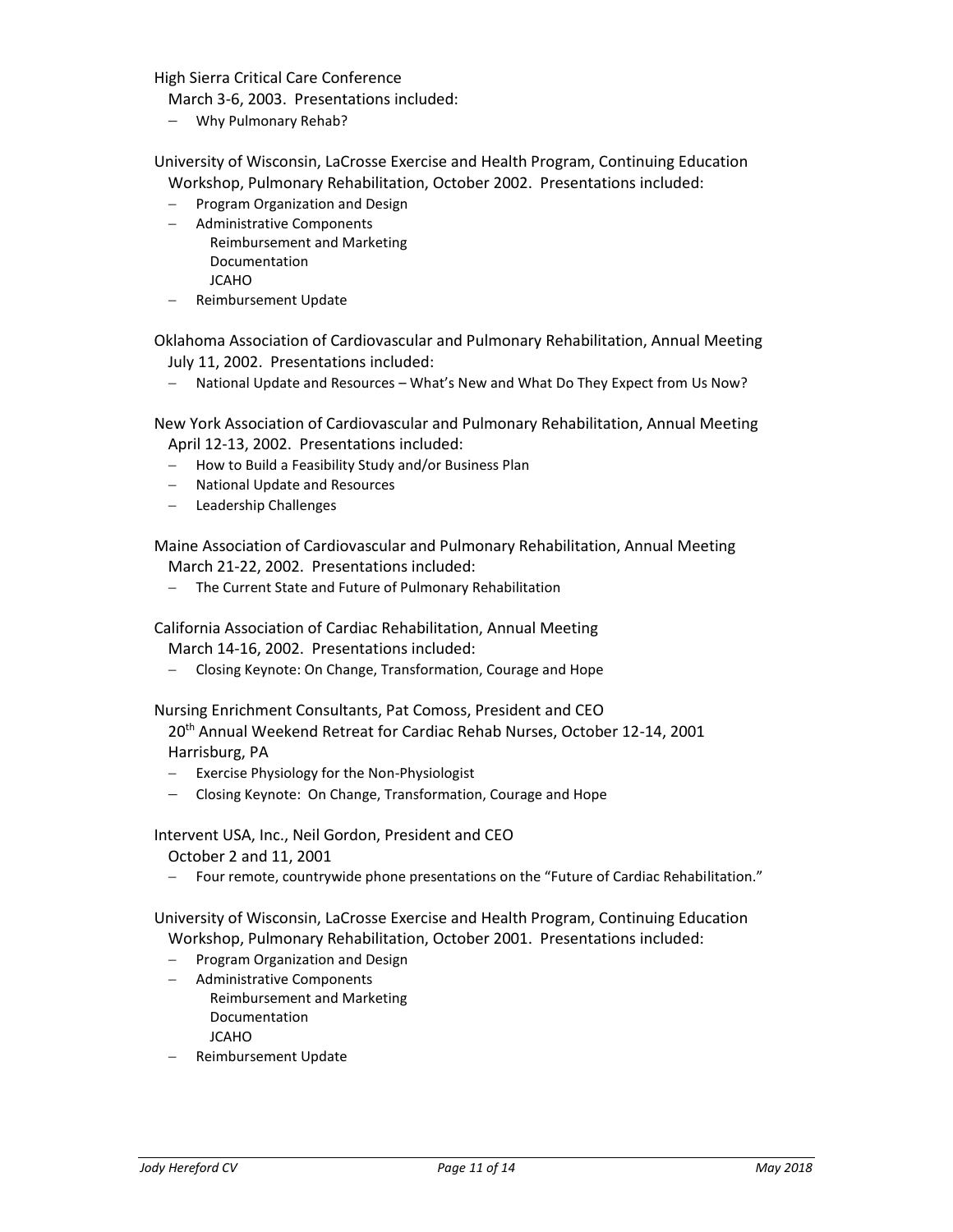High Sierra Critical Care Conference
March 3-6, 2003. Presentations included:

- Why Pulmonary Rehab?

University of Wisconsin, LaCrosse Exercise and Health Program, Continuing Education Workshop, Pulmonary Rehabilitation, October 2002. Presentations included:

- Program Organization and Design
- Administrative Components
  - Reimbursement and Marketing
  - Documentation
  - JCAHO
- Reimbursement Update

Oklahoma Association of Cardiovascular and Pulmonary Rehabilitation, Annual Meeting July 11, 2002. Presentations included:

- National Update and Resources – What's New and What Do They Expect from Us Now?

New York Association of Cardiovascular and Pulmonary Rehabilitation, Annual Meeting April 12-13, 2002. Presentations included:

- How to Build a Feasibility Study and/or Business Plan
- National Update and Resources
- Leadership Challenges

Maine Association of Cardiovascular and Pulmonary Rehabilitation, Annual Meeting March 21-22, 2002. Presentations included:

- The Current State and Future of Pulmonary Rehabilitation

California Association of Cardiac Rehabilitation, Annual Meeting
March 14-16, 2002. Presentations included:

- Closing Keynote: On Change, Transformation, Courage and Hope

Nursing Enrichment Consultants, Pat Comoss, President and CEO
20th Annual Weekend Retreat for Cardiac Rehab Nurses, October 12-14, 2001
Harrisburg, PA

- Exercise Physiology for the Non-Physiologist
- Closing Keynote: On Change, Transformation, Courage and Hope

Intervent USA, Inc., Neil Gordon, President and CEO
October 2 and 11, 2001

- Four remote, countrywide phone presentations on the "Future of Cardiac Rehabilitation."

University of Wisconsin, LaCrosse Exercise and Health Program, Continuing Education Workshop, Pulmonary Rehabilitation, October 2001. Presentations included:

- Program Organization and Design
- Administrative Components
  - Reimbursement and Marketing
  - Documentation
  - JCAHO
- Reimbursement Update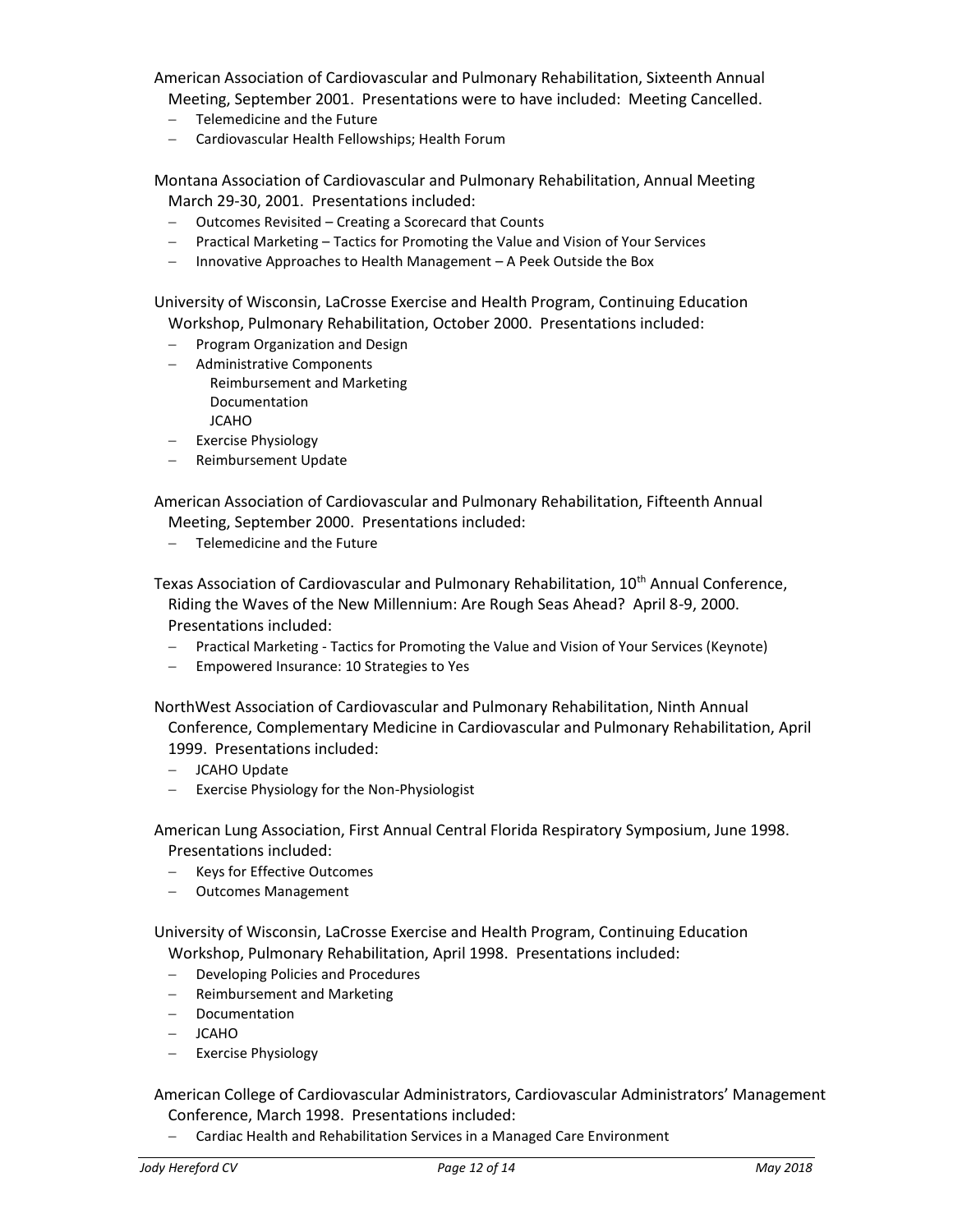American Association of Cardiovascular and Pulmonary Rehabilitation, Sixteenth Annual Meeting, September 2001. Presentations were to have included: Meeting Cancelled.

- Telemedicine and the Future
- Cardiovascular Health Fellowships; Health Forum

Montana Association of Cardiovascular and Pulmonary Rehabilitation, Annual Meeting March 29-30, 2001. Presentations included:

- Outcomes Revisited – Creating a Scorecard that Counts
- Practical Marketing – Tactics for Promoting the Value and Vision of Your Services
- Innovative Approaches to Health Management – A Peek Outside the Box

University of Wisconsin, LaCrosse Exercise and Health Program, Continuing Education Workshop, Pulmonary Rehabilitation, October 2000. Presentations included:

- Program Organization and Design
- Administrative Components
  - Reimbursement and Marketing
  - Documentation
  - JCAHO
- Exercise Physiology
- Reimbursement Update

American Association of Cardiovascular and Pulmonary Rehabilitation, Fifteenth Annual Meeting, September 2000. Presentations included:

- Telemedicine and the Future

Texas Association of Cardiovascular and Pulmonary Rehabilitation, 10th Annual Conference, Riding the Waves of the New Millennium: Are Rough Seas Ahead? April 8-9, 2000. Presentations included:

- Practical Marketing - Tactics for Promoting the Value and Vision of Your Services (Keynote)
- Empowered Insurance: 10 Strategies to Yes

NorthWest Association of Cardiovascular and Pulmonary Rehabilitation, Ninth Annual Conference, Complementary Medicine in Cardiovascular and Pulmonary Rehabilitation, April 1999. Presentations included:

- JCAHO Update
- Exercise Physiology for the Non-Physiologist

American Lung Association, First Annual Central Florida Respiratory Symposium, June 1998. Presentations included:

- Keys for Effective Outcomes
- Outcomes Management

University of Wisconsin, LaCrosse Exercise and Health Program, Continuing Education Workshop, Pulmonary Rehabilitation, April 1998. Presentations included:

- Developing Policies and Procedures
- Reimbursement and Marketing
- Documentation
- JCAHO
- Exercise Physiology

American College of Cardiovascular Administrators, Cardiovascular Administrators' Management Conference, March 1998. Presentations included:

- Cardiac Health and Rehabilitation Services in a Managed Care Environment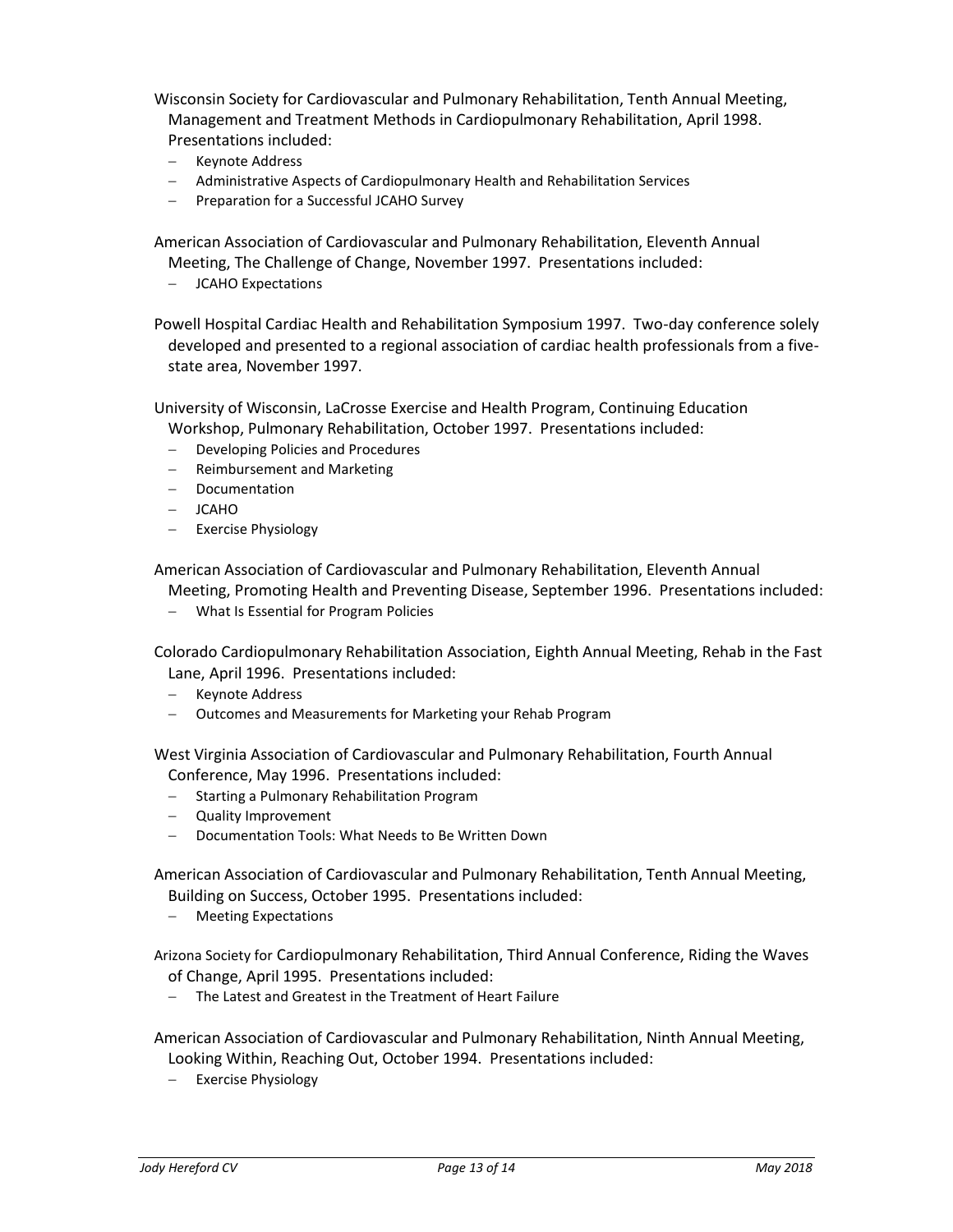Wisconsin Society for Cardiovascular and Pulmonary Rehabilitation, Tenth Annual Meeting, Management and Treatment Methods in Cardiopulmonary Rehabilitation, April 1998. Presentations included:

- Keynote Address
- Administrative Aspects of Cardiopulmonary Health and Rehabilitation Services
- Preparation for a Successful JCAHO Survey

American Association of Cardiovascular and Pulmonary Rehabilitation, Eleventh Annual Meeting, The Challenge of Change, November 1997. Presentations included:

- JCAHO Expectations

Powell Hospital Cardiac Health and Rehabilitation Symposium 1997. Two-day conference solely developed and presented to a regional association of cardiac health professionals from a five-state area, November 1997.

University of Wisconsin, LaCrosse Exercise and Health Program, Continuing Education Workshop, Pulmonary Rehabilitation, October 1997. Presentations included:

- Developing Policies and Procedures
- Reimbursement and Marketing
- Documentation
- JCAHO
- Exercise Physiology

American Association of Cardiovascular and Pulmonary Rehabilitation, Eleventh Annual Meeting, Promoting Health and Preventing Disease, September 1996. Presentations included:

- What Is Essential for Program Policies

Colorado Cardiopulmonary Rehabilitation Association, Eighth Annual Meeting, Rehab in the Fast Lane, April 1996. Presentations included:

- Keynote Address
- Outcomes and Measurements for Marketing your Rehab Program

West Virginia Association of Cardiovascular and Pulmonary Rehabilitation, Fourth Annual Conference, May 1996. Presentations included:

- Starting a Pulmonary Rehabilitation Program
- Quality Improvement
- Documentation Tools: What Needs to Be Written Down

American Association of Cardiovascular and Pulmonary Rehabilitation, Tenth Annual Meeting, Building on Success, October 1995. Presentations included:

- Meeting Expectations

Arizona Society for Cardiopulmonary Rehabilitation, Third Annual Conference, Riding the Waves of Change, April 1995. Presentations included:

- The Latest and Greatest in the Treatment of Heart Failure

American Association of Cardiovascular and Pulmonary Rehabilitation, Ninth Annual Meeting, Looking Within, Reaching Out, October 1994. Presentations included:

- Exercise Physiology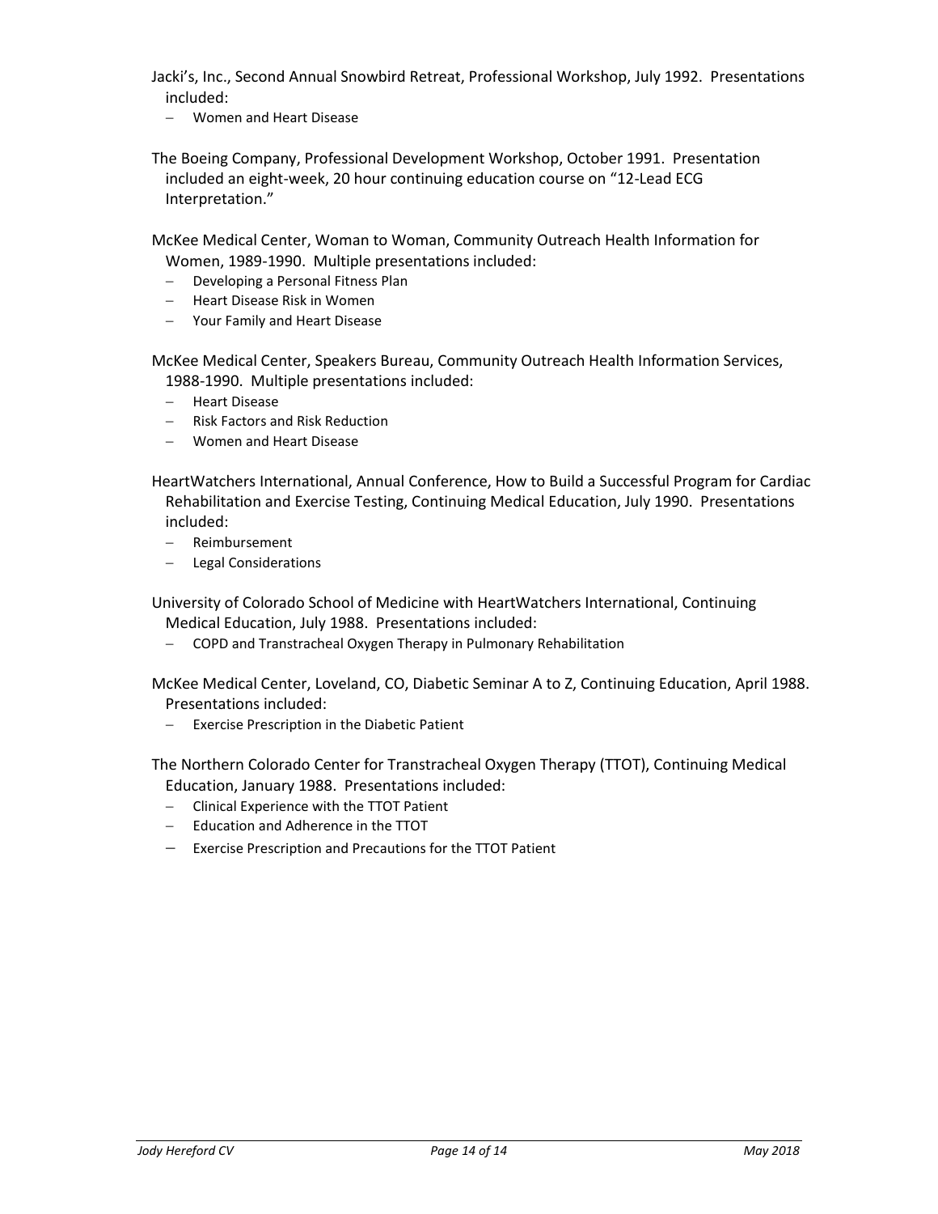Jacki's, Inc., Second Annual Snowbird Retreat, Professional Workshop, July 1992. Presentations included:

- Women and Heart Disease

The Boeing Company, Professional Development Workshop, October 1991. Presentation included an eight-week, 20 hour continuing education course on "12-Lead ECG Interpretation."

McKee Medical Center, Woman to Woman, Community Outreach Health Information for Women, 1989-1990. Multiple presentations included:

- Developing a Personal Fitness Plan
- Heart Disease Risk in Women
- Your Family and Heart Disease

McKee Medical Center, Speakers Bureau, Community Outreach Health Information Services, 1988-1990. Multiple presentations included:

- Heart Disease
- Risk Factors and Risk Reduction
- Women and Heart Disease

HeartWatchers International, Annual Conference, How to Build a Successful Program for Cardiac Rehabilitation and Exercise Testing, Continuing Medical Education, July 1990. Presentations included:

- Reimbursement
- Legal Considerations

University of Colorado School of Medicine with HeartWatchers International, Continuing Medical Education, July 1988. Presentations included:

- COPD and Transtracheal Oxygen Therapy in Pulmonary Rehabilitation

McKee Medical Center, Loveland, CO, Diabetic Seminar A to Z, Continuing Education, April 1988. Presentations included:

- Exercise Prescription in the Diabetic Patient

The Northern Colorado Center for Transtracheal Oxygen Therapy (TTOT), Continuing Medical Education, January 1988. Presentations included:

- Clinical Experience with the TTOT Patient
- Education and Adherence in the TTOT
- Exercise Prescription and Precautions for the TTOT Patient